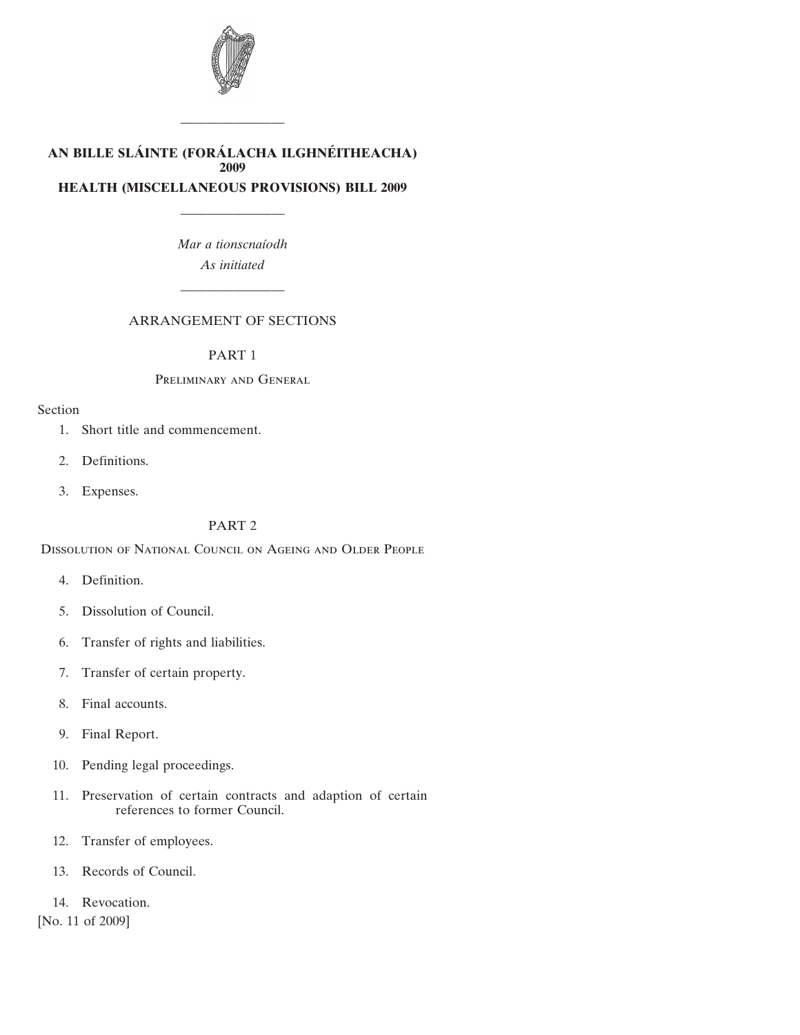# AN BILLE SLÁINTE (FORÁLACHA ILGHNÉITHEACHA) 2009

# HEALTH (MISCELLANEOUS PROVISIONS) BILL 2009

*Mar a tionscnaíodh*

*As initiated*

## ARRANGEMENT OF SECTIONS

### PART 1

### Preliminary and General

Section

1. Short title and commencement.
2. Definitions.
3. Expenses.

### PART 2

### Dissolution of National Council on Ageing and Older People

4. Definition.
5. Dissolution of Council.
6. Transfer of rights and liabilities.
7. Transfer of certain property.
8. Final accounts.
9. Final Report.
10. Pending legal proceedings.
11. Preservation of certain contracts and adaption of certain references to former Council.
12. Transfer of employees.
13. Records of Council.
14. Revocation.

[No. 11 of 2009]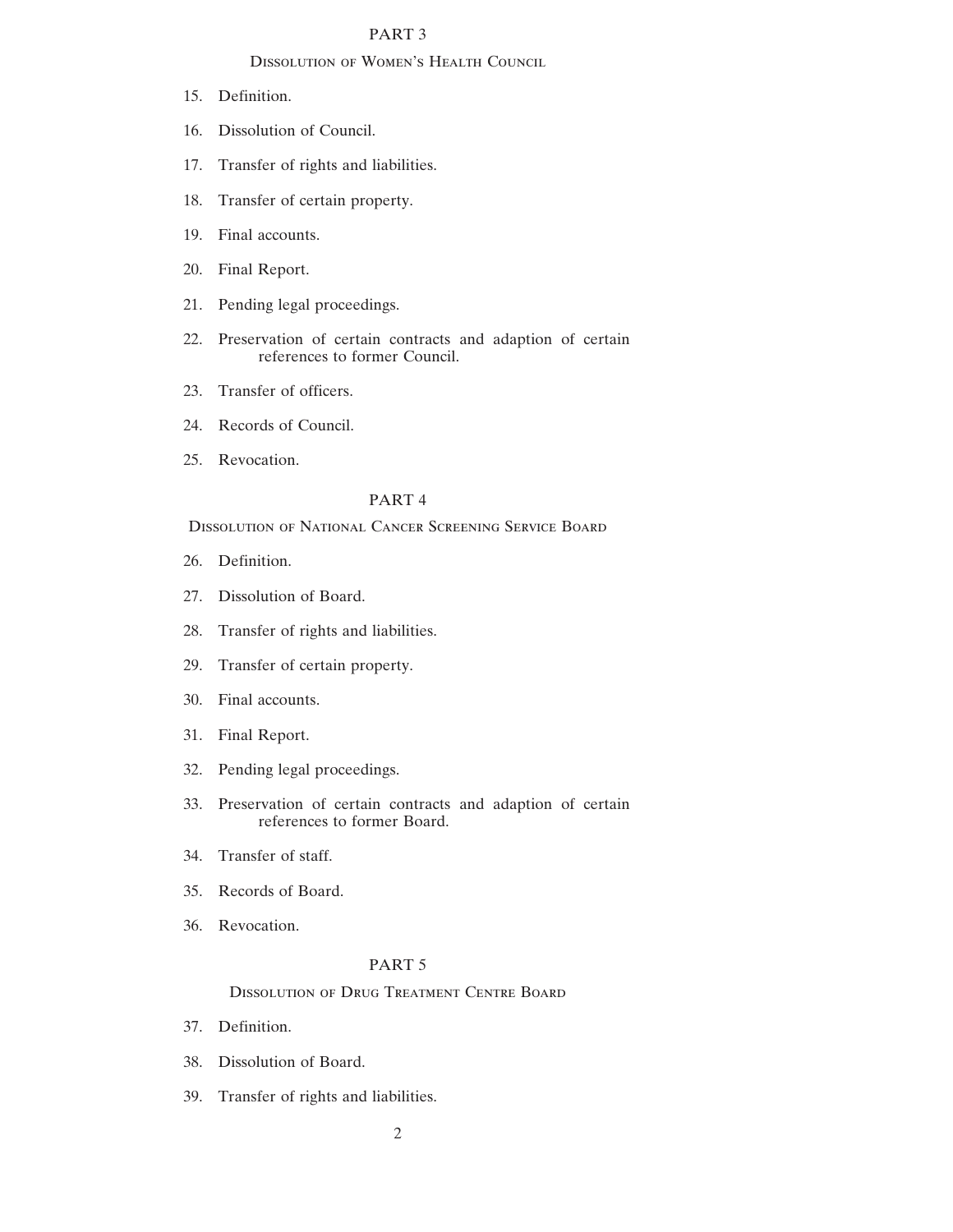## PART 3

### Dissolution of Women's Health Council

15. Definition.
16. Dissolution of Council.
17. Transfer of rights and liabilities.
18. Transfer of certain property.
19. Final accounts.
20. Final Report.
21. Pending legal proceedings.
22. Preservation of certain contracts and adaption of certain references to former Council.
23. Transfer of officers.
24. Records of Council.
25. Revocation.

## PART 4

### Dissolution of National Cancer Screening Service Board

26. Definition.
27. Dissolution of Board.
28. Transfer of rights and liabilities.
29. Transfer of certain property.
30. Final accounts.
31. Final Report.
32. Pending legal proceedings.
33. Preservation of certain contracts and adaption of certain references to former Board.
34. Transfer of staff.
35. Records of Board.
36. Revocation.

## PART 5

### Dissolution of Drug Treatment Centre Board

37. Definition.
38. Dissolution of Board.
39. Transfer of rights and liabilities.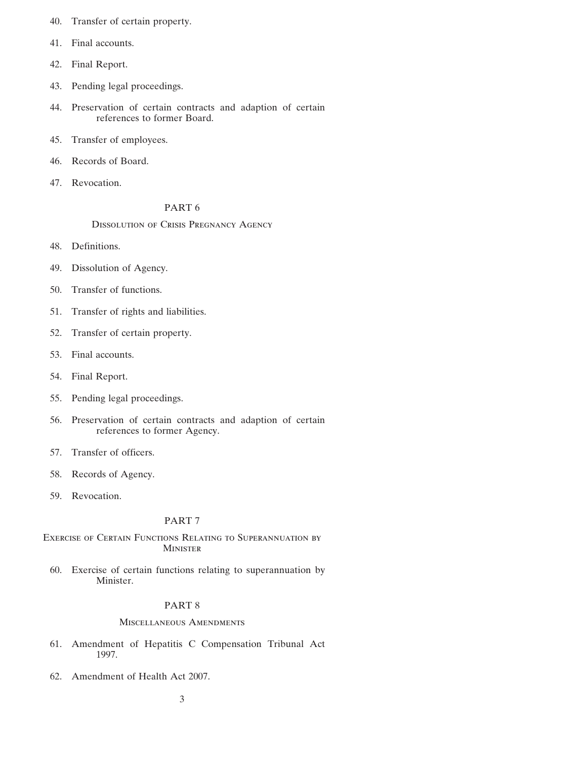40. Transfer of certain property.

41. Final accounts.

42. Final Report.

43. Pending legal proceedings.

44. Preservation of certain contracts and adaption of certain references to former Board.

45. Transfer of employees.

46. Records of Board.

47. Revocation.

## PART 6

### Dissolution of Crisis Pregnancy Agency

48. Definitions.

49. Dissolution of Agency.

50. Transfer of functions.

51. Transfer of rights and liabilities.

52. Transfer of certain property.

53. Final accounts.

54. Final Report.

55. Pending legal proceedings.

56. Preservation of certain contracts and adaption of certain references to former Agency.

57. Transfer of officers.

58. Records of Agency.

59. Revocation.

## PART 7

### Exercise of Certain Functions Relating to Superannuation by Minister

60. Exercise of certain functions relating to superannuation by Minister.

## PART 8

### Miscellaneous Amendments

61. Amendment of Hepatitis C Compensation Tribunal Act 1997.

62. Amendment of Health Act 2007.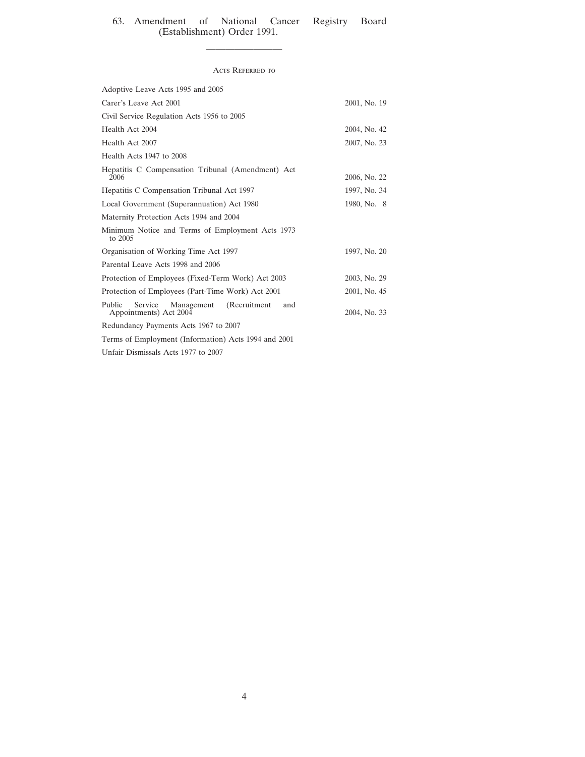63. Amendment of National Cancer Registry Board (Establishment) Order 1991.

---

## Acts Referred to

| | |
|---|---|
| Adoptive Leave Acts 1995 and 2005 | |
| Carer's Leave Act 2001 | 2001, No. 19 |
| Civil Service Regulation Acts 1956 to 2005 | |
| Health Act 2004 | 2004, No. 42 |
| Health Act 2007 | 2007, No. 23 |
| Health Acts 1947 to 2008 | |
| Hepatitis C Compensation Tribunal (Amendment) Act 2006 | 2006, No. 22 |
| Hepatitis C Compensation Tribunal Act 1997 | 1997, No. 34 |
| Local Government (Superannuation) Act 1980 | 1980, No. 8 |
| Maternity Protection Acts 1994 and 2004 | |
| Minimum Notice and Terms of Employment Acts 1973 to 2005 | |
| Organisation of Working Time Act 1997 | 1997, No. 20 |
| Parental Leave Acts 1998 and 2006 | |
| Protection of Employees (Fixed-Term Work) Act 2003 | 2003, No. 29 |
| Protection of Employees (Part-Time Work) Act 2001 | 2001, No. 45 |
| Public Service Management (Recruitment and Appointments) Act 2004 | 2004, No. 33 |
| Redundancy Payments Acts 1967 to 2007 | |
| Terms of Employment (Information) Acts 1994 and 2001 | |
| Unfair Dismissals Acts 1977 to 2007 | |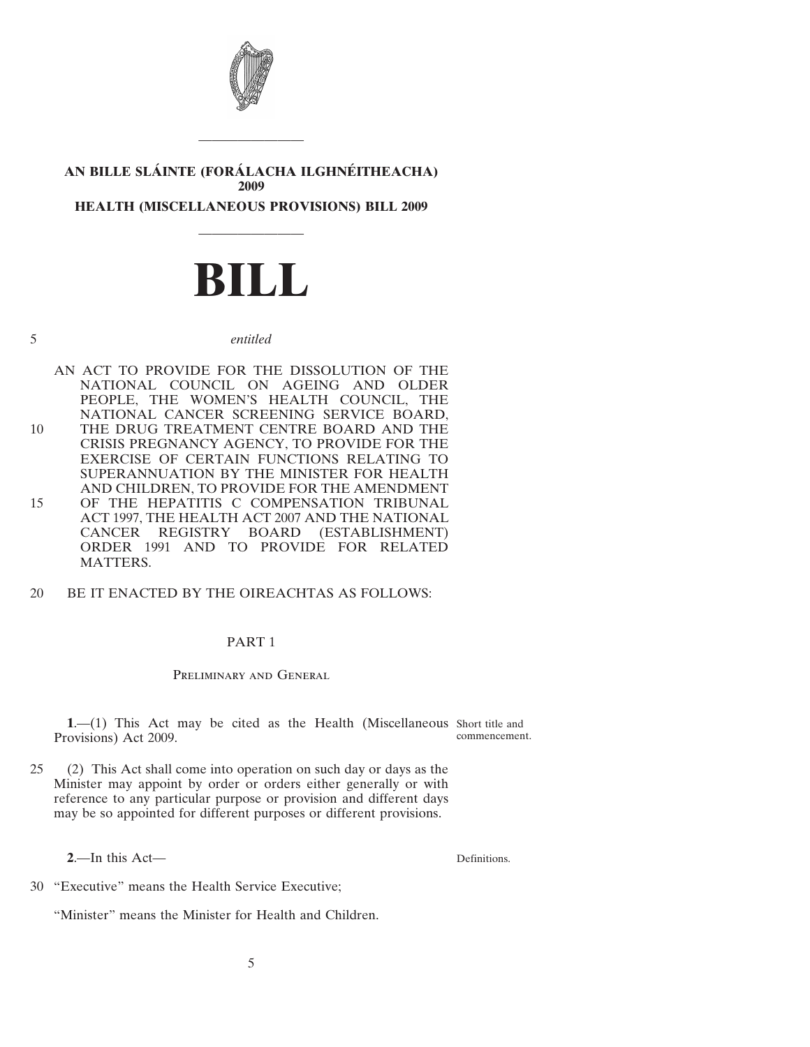# AN BILLE SLÁINTE (FORÁLACHA ILGHNÉITHEACHA) 2009

# HEALTH (MISCELLANEOUS PROVISIONS) BILL 2009

# BILL

*entitled*

AN ACT TO PROVIDE FOR THE DISSOLUTION OF THE NATIONAL COUNCIL ON AGEING AND OLDER PEOPLE, THE WOMEN'S HEALTH COUNCIL, THE NATIONAL CANCER SCREENING SERVICE BOARD, THE DRUG TREATMENT CENTRE BOARD AND THE CRISIS PREGNANCY AGENCY, TO PROVIDE FOR THE EXERCISE OF CERTAIN FUNCTIONS RELATING TO SUPERANNUATION BY THE MINISTER FOR HEALTH AND CHILDREN, TO PROVIDE FOR THE AMENDMENT OF THE HEPATITIS C COMPENSATION TRIBUNAL ACT 1997, THE HEALTH ACT 2007 AND THE NATIONAL CANCER REGISTRY BOARD (ESTABLISHMENT) ORDER 1991 AND TO PROVIDE FOR RELATED MATTERS.

BE IT ENACTED BY THE OIREACHTAS AS FOLLOWS:

## PART 1

### Preliminary and General

Short title and commencement.

**1**.—(1) This Act may be cited as the Health (Miscellaneous Provisions) Act 2009.

(2) This Act shall come into operation on such day or days as the Minister may appoint by order or orders either generally or with reference to any particular purpose or provision and different days may be so appointed for different purposes or different provisions.

Definitions.

**2**.—In this Act—

"Executive" means the Health Service Executive;

"Minister" means the Minister for Health and Children.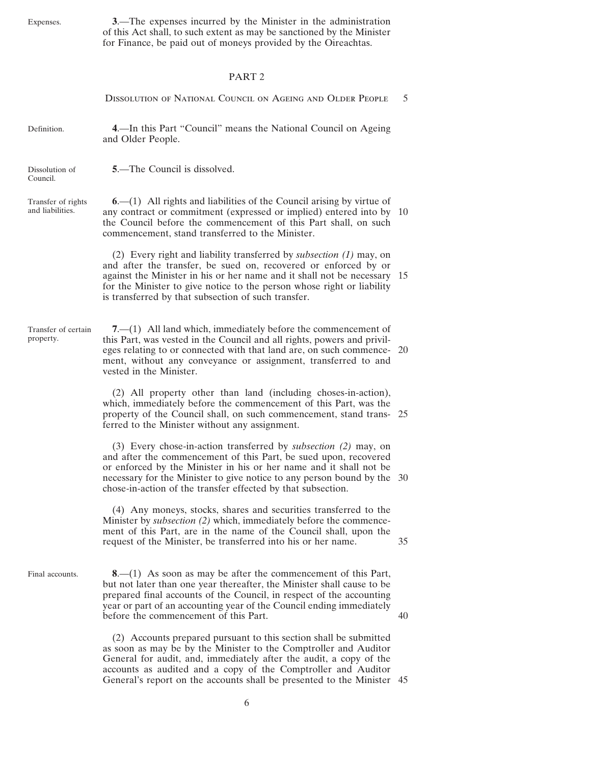Expenses.

**3**.—The expenses incurred by the Minister in the administration of this Act shall, to such extent as may be sanctioned by the Minister for Finance, be paid out of moneys provided by the Oireachtas.

## PART 2

### Dissolution of National Council on Ageing and Older People

Definition.

**4**.—In this Part "Council" means the National Council on Ageing and Older People.

Dissolution of Council.

**5**.—The Council is dissolved.

Transfer of rights and liabilities.

**6**.—(1) All rights and liabilities of the Council arising by virtue of any contract or commitment (expressed or implied) entered into by the Council before the commencement of this Part shall, on such commencement, stand transferred to the Minister.

(2) Every right and liability transferred by *subsection (1)* may, on and after the transfer, be sued on, recovered or enforced by or against the Minister in his or her name and it shall not be necessary for the Minister to give notice to the person whose right or liability is transferred by that subsection of such transfer.

Transfer of certain property.

**7**.—(1) All land which, immediately before the commencement of this Part, was vested in the Council and all rights, powers and privileges relating to or connected with that land are, on such commencement, without any conveyance or assignment, transferred to and vested in the Minister.

(2) All property other than land (including choses-in-action), which, immediately before the commencement of this Part, was the property of the Council shall, on such commencement, stand transferred to the Minister without any assignment.

(3) Every chose-in-action transferred by *subsection (2)* may, on and after the commencement of this Part, be sued upon, recovered or enforced by the Minister in his or her name and it shall not be necessary for the Minister to give notice to any person bound by the chose-in-action of the transfer effected by that subsection.

(4) Any moneys, stocks, shares and securities transferred to the Minister by *subsection (2)* which, immediately before the commencement of this Part, are in the name of the Council shall, upon the request of the Minister, be transferred into his or her name.

Final accounts.

**8**.—(1) As soon as may be after the commencement of this Part, but not later than one year thereafter, the Minister shall cause to be prepared final accounts of the Council, in respect of the accounting year or part of an accounting year of the Council ending immediately before the commencement of this Part.

(2) Accounts prepared pursuant to this section shall be submitted as soon as may be by the Minister to the Comptroller and Auditor General for audit, and, immediately after the audit, a copy of the accounts as audited and a copy of the Comptroller and Auditor General's report on the accounts shall be presented to the Minister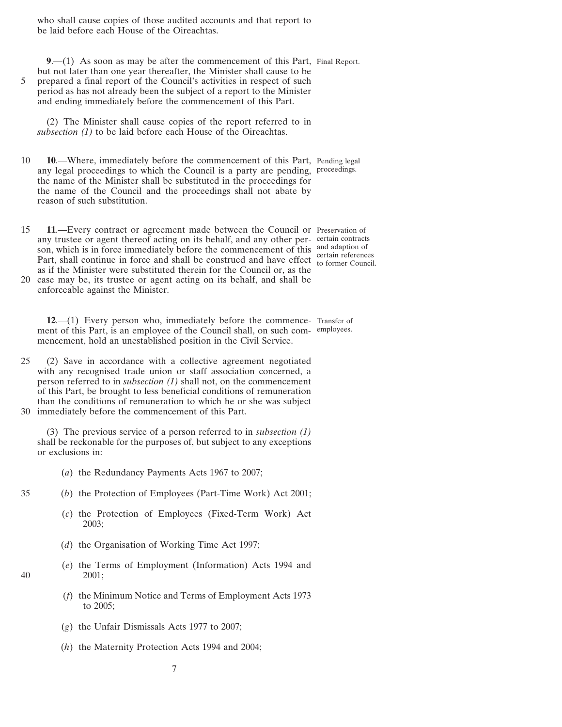who shall cause copies of those audited accounts and that report to be laid before each House of the Oireachtas.

Final Report.

**9**.—(1) As soon as may be after the commencement of this Part, but not later than one year thereafter, the Minister shall cause to be prepared a final report of the Council's activities in respect of such period as has not already been the subject of a report to the Minister and ending immediately before the commencement of this Part.

(2) The Minister shall cause copies of the report referred to in *subsection (1)* to be laid before each House of the Oireachtas.

Pending legal proceedings.

**10**.—Where, immediately before the commencement of this Part, any legal proceedings to which the Council is a party are pending, the name of the Minister shall be substituted in the proceedings for the name of the Council and the proceedings shall not abate by reason of such substitution.

Preservation of certain contracts and adaption of certain references to former Council.

**11**.—Every contract or agreement made between the Council or any trustee or agent thereof acting on its behalf, and any other person, which is in force immediately before the commencement of this Part, shall continue in force and shall be construed and have effect as if the Minister were substituted therein for the Council or, as the case may be, its trustee or agent acting on its behalf, and shall be enforceable against the Minister.

Transfer of employees.

**12**.—(1) Every person who, immediately before the commencement of this Part, is an employee of the Council shall, on such commencement, hold an unestablished position in the Civil Service.

(2) Save in accordance with a collective agreement negotiated with any recognised trade union or staff association concerned, a person referred to in *subsection (1)* shall not, on the commencement of this Part, be brought to less beneficial conditions of remuneration than the conditions of remuneration to which he or she was subject immediately before the commencement of this Part.

(3) The previous service of a person referred to in *subsection (1)* shall be reckonable for the purposes of, but subject to any exceptions or exclusions in:

(*a*) the Redundancy Payments Acts 1967 to 2007;

(*b*) the Protection of Employees (Part-Time Work) Act 2001;

(*c*) the Protection of Employees (Fixed-Term Work) Act 2003;

(*d*) the Organisation of Working Time Act 1997;

(*e*) the Terms of Employment (Information) Acts 1994 and 2001;

(*f*) the Minimum Notice and Terms of Employment Acts 1973 to 2005;

(*g*) the Unfair Dismissals Acts 1977 to 2007;

(*h*) the Maternity Protection Acts 1994 and 2004;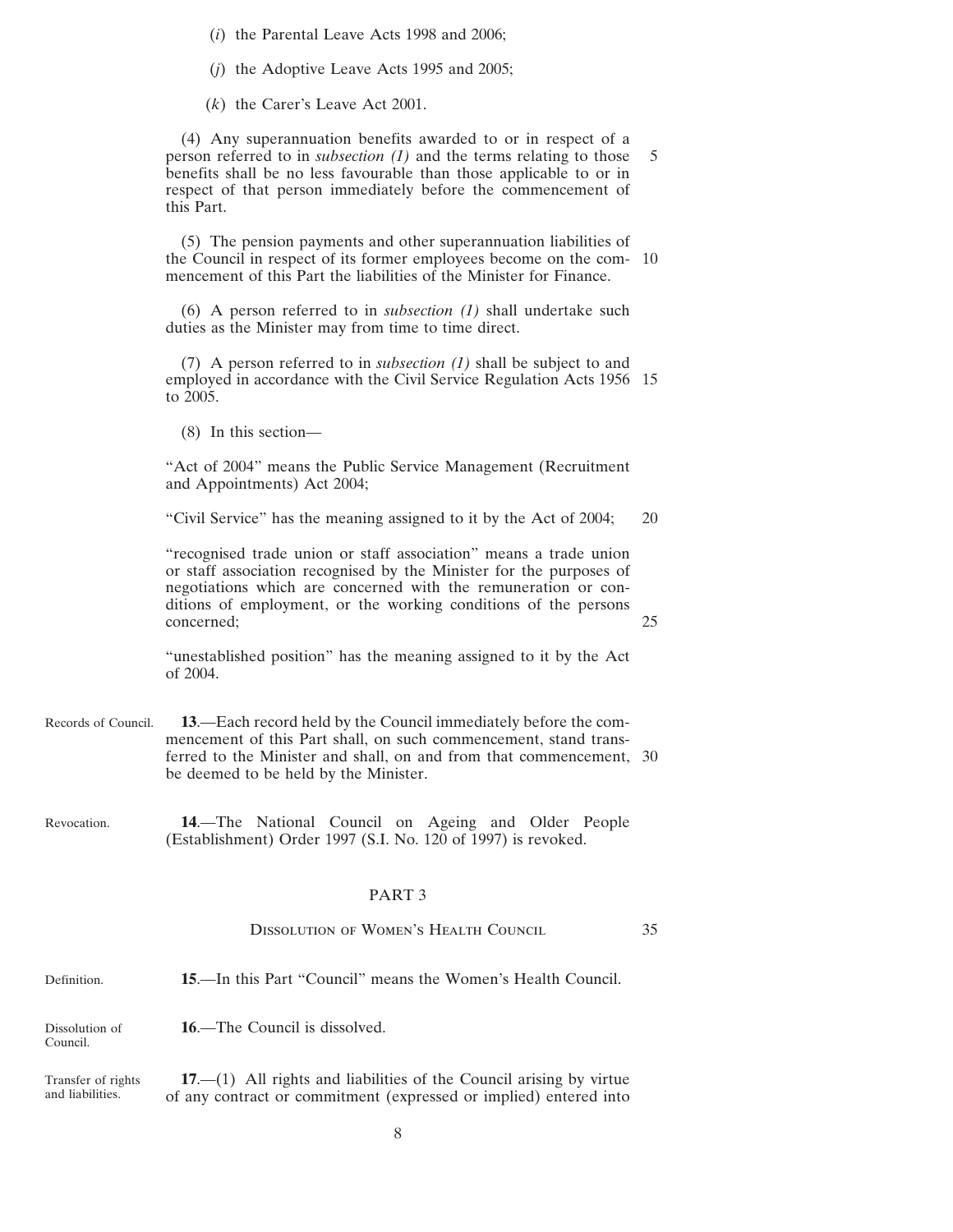(*i*) the Parental Leave Acts 1998 and 2006;

(*j*) the Adoptive Leave Acts 1995 and 2005;

(*k*) the Carer's Leave Act 2001.

(4) Any superannuation benefits awarded to or in respect of a person referred to in *subsection (1)* and the terms relating to those benefits shall be no less favourable than those applicable to or in respect of that person immediately before the commencement of this Part.

(5) The pension payments and other superannuation liabilities of the Council in respect of its former employees become on the commencement of this Part the liabilities of the Minister for Finance.

(6) A person referred to in *subsection (1)* shall undertake such duties as the Minister may from time to time direct.

(7) A person referred to in *subsection (1)* shall be subject to and employed in accordance with the Civil Service Regulation Acts 1956 to 2005.

(8) In this section—

"Act of 2004" means the Public Service Management (Recruitment and Appointments) Act 2004;

"Civil Service" has the meaning assigned to it by the Act of 2004;

"recognised trade union or staff association" means a trade union or staff association recognised by the Minister for the purposes of negotiations which are concerned with the remuneration or conditions of employment, or the working conditions of the persons concerned;

"unestablished position" has the meaning assigned to it by the Act of 2004.

Records of Council.

**13**.—Each record held by the Council immediately before the commencement of this Part shall, on such commencement, stand transferred to the Minister and shall, on and from that commencement, be deemed to be held by the Minister.

Revocation.

**14**.—The National Council on Ageing and Older People (Establishment) Order 1997 (S.I. No. 120 of 1997) is revoked.

## PART 3

### Dissolution of Women's Health Council

Definition.

**15**.—In this Part "Council" means the Women's Health Council.

Dissolution of Council.

**16**.—The Council is dissolved.

Transfer of rights and liabilities.

**17**.—(1) All rights and liabilities of the Council arising by virtue of any contract or commitment (expressed or implied) entered into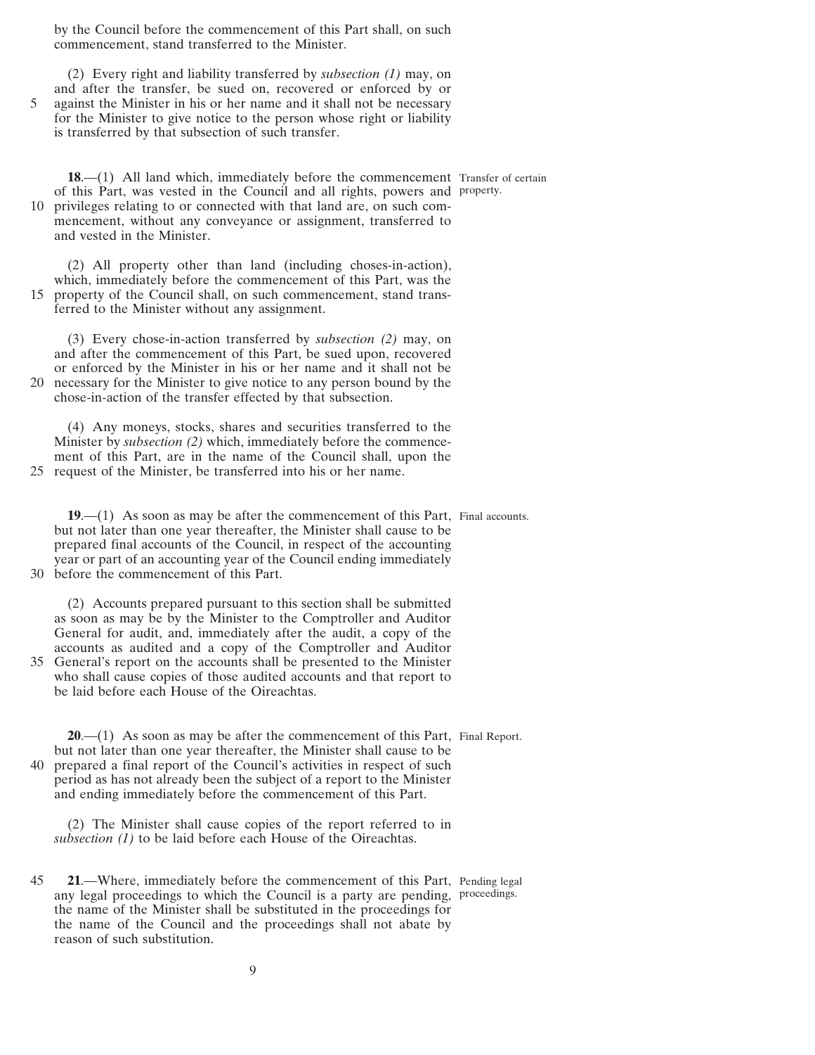by the Council before the commencement of this Part shall, on such commencement, stand transferred to the Minister.

(2) Every right and liability transferred by *subsection (1)* may, on and after the transfer, be sued on, recovered or enforced by or against the Minister in his or her name and it shall not be necessary for the Minister to give notice to the person whose right or liability is transferred by that subsection of such transfer.

Transfer of certain property.

**18**.—(1) All land which, immediately before the commencement of this Part, was vested in the Council and all rights, powers and privileges relating to or connected with that land are, on such commencement, without any conveyance or assignment, transferred to and vested in the Minister.

(2) All property other than land (including choses-in-action), which, immediately before the commencement of this Part, was the property of the Council shall, on such commencement, stand transferred to the Minister without any assignment.

(3) Every chose-in-action transferred by *subsection (2)* may, on and after the commencement of this Part, be sued upon, recovered or enforced by the Minister in his or her name and it shall not be necessary for the Minister to give notice to any person bound by the chose-in-action of the transfer effected by that subsection.

(4) Any moneys, stocks, shares and securities transferred to the Minister by *subsection (2)* which, immediately before the commencement of this Part, are in the name of the Council shall, upon the request of the Minister, be transferred into his or her name.

Final accounts.

**19**.—(1) As soon as may be after the commencement of this Part, but not later than one year thereafter, the Minister shall cause to be prepared final accounts of the Council, in respect of the accounting year or part of an accounting year of the Council ending immediately before the commencement of this Part.

(2) Accounts prepared pursuant to this section shall be submitted as soon as may be by the Minister to the Comptroller and Auditor General for audit, and, immediately after the audit, a copy of the accounts as audited and a copy of the Comptroller and Auditor General's report on the accounts shall be presented to the Minister who shall cause copies of those audited accounts and that report to be laid before each House of the Oireachtas.

Final Report.

**20**.—(1) As soon as may be after the commencement of this Part, but not later than one year thereafter, the Minister shall cause to be prepared a final report of the Council's activities in respect of such period as has not already been the subject of a report to the Minister and ending immediately before the commencement of this Part.

(2) The Minister shall cause copies of the report referred to in *subsection (1)* to be laid before each House of the Oireachtas.

Pending legal proceedings.

**21**.—Where, immediately before the commencement of this Part, any legal proceedings to which the Council is a party are pending, the name of the Minister shall be substituted in the proceedings for the name of the Council and the proceedings shall not abate by reason of such substitution.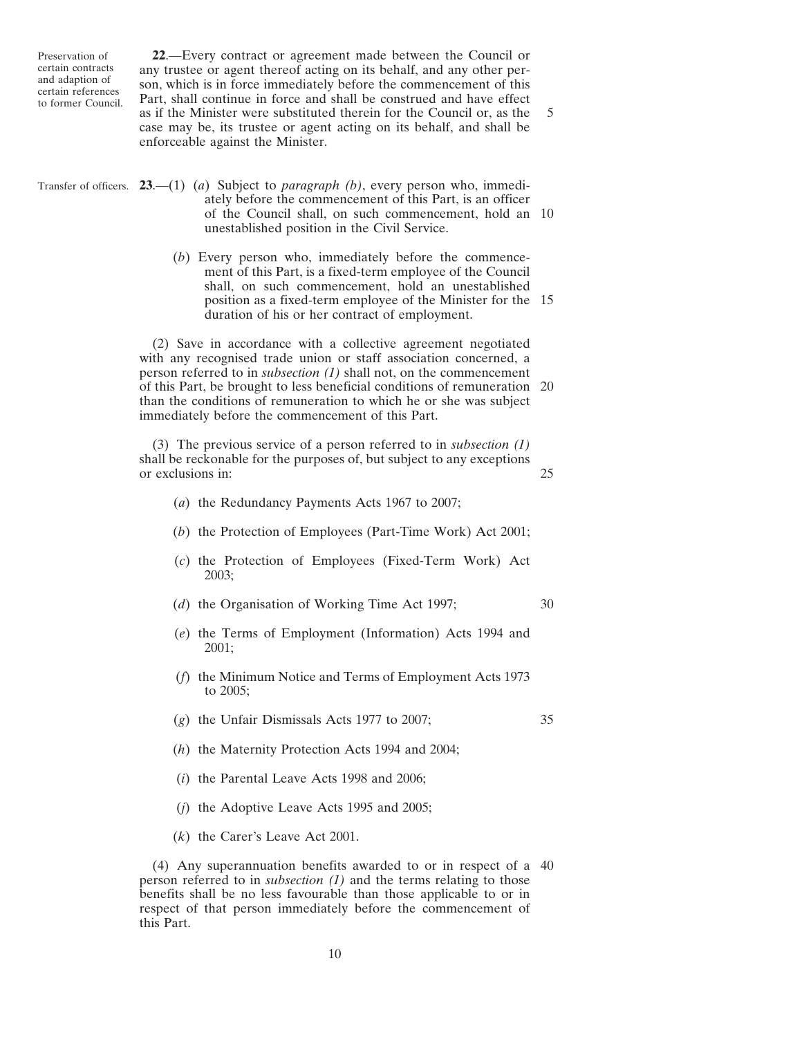Preservation of certain contracts and adaption of certain references to former Council.

**22**.—Every contract or agreement made between the Council or any trustee or agent thereof acting on its behalf, and any other person, which is in force immediately before the commencement of this Part, shall continue in force and shall be construed and have effect as if the Minister were substituted therein for the Council or, as the case may be, its trustee or agent acting on its behalf, and shall be enforceable against the Minister.

Transfer of officers.

**23**.—(1) (*a*) Subject to *paragraph (b)*, every person who, immediately before the commencement of this Part, is an officer of the Council shall, on such commencement, hold an unestablished position in the Civil Service.

(*b*) Every person who, immediately before the commencement of this Part, is a fixed-term employee of the Council shall, on such commencement, hold an unestablished position as a fixed-term employee of the Minister for the duration of his or her contract of employment.

(2) Save in accordance with a collective agreement negotiated with any recognised trade union or staff association concerned, a person referred to in *subsection (1)* shall not, on the commencement of this Part, be brought to less beneficial conditions of remuneration than the conditions of remuneration to which he or she was subject immediately before the commencement of this Part.

(3) The previous service of a person referred to in *subsection (1)* shall be reckonable for the purposes of, but subject to any exceptions or exclusions in:

(*a*) the Redundancy Payments Acts 1967 to 2007;

(*b*) the Protection of Employees (Part-Time Work) Act 2001;

(*c*) the Protection of Employees (Fixed-Term Work) Act 2003;

(*d*) the Organisation of Working Time Act 1997;

(*e*) the Terms of Employment (Information) Acts 1994 and 2001;

(*f*) the Minimum Notice and Terms of Employment Acts 1973 to 2005;

(*g*) the Unfair Dismissals Acts 1977 to 2007;

(*h*) the Maternity Protection Acts 1994 and 2004;

(*i*) the Parental Leave Acts 1998 and 2006;

(*j*) the Adoptive Leave Acts 1995 and 2005;

(*k*) the Carer's Leave Act 2001.

(4) Any superannuation benefits awarded to or in respect of a person referred to in *subsection (1)* and the terms relating to those benefits shall be no less favourable than those applicable to or in respect of that person immediately before the commencement of this Part.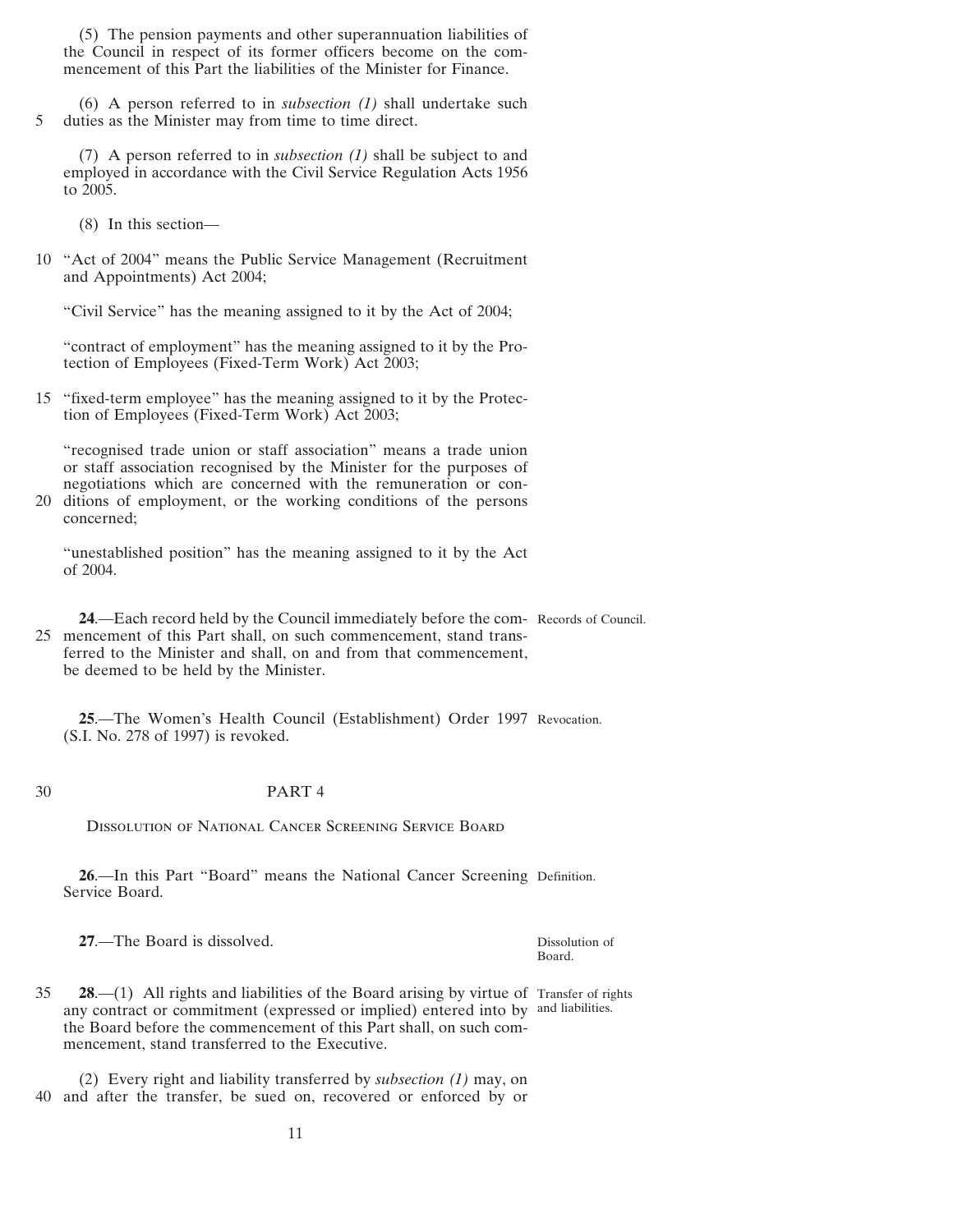(5) The pension payments and other superannuation liabilities of the Council in respect of its former officers become on the commencement of this Part the liabilities of the Minister for Finance.

(6) A person referred to in *subsection (1)* shall undertake such duties as the Minister may from time to time direct.

(7) A person referred to in *subsection (1)* shall be subject to and employed in accordance with the Civil Service Regulation Acts 1956 to 2005.

(8) In this section—

"Act of 2004" means the Public Service Management (Recruitment and Appointments) Act 2004;

"Civil Service" has the meaning assigned to it by the Act of 2004;

"contract of employment" has the meaning assigned to it by the Protection of Employees (Fixed-Term Work) Act 2003;

"fixed-term employee" has the meaning assigned to it by the Protection of Employees (Fixed-Term Work) Act 2003;

"recognised trade union or staff association" means a trade union or staff association recognised by the Minister for the purposes of negotiations which are concerned with the remuneration or conditions of employment, or the working conditions of the persons concerned;

"unestablished position" has the meaning assigned to it by the Act of 2004.

Records of Council.

**24**.—Each record held by the Council immediately before the commencement of this Part shall, on such commencement, stand transferred to the Minister and shall, on and from that commencement, be deemed to be held by the Minister.

Revocation.

**25**.—The Women's Health Council (Establishment) Order 1997 (S.I. No. 278 of 1997) is revoked.

## PART 4

### Dissolution of National Cancer Screening Service Board

Definition.

**26**.—In this Part "Board" means the National Cancer Screening Service Board.

Dissolution of Board.

**27**.—The Board is dissolved.

Transfer of rights and liabilities.

**28**.—(1) All rights and liabilities of the Board arising by virtue of any contract or commitment (expressed or implied) entered into by the Board before the commencement of this Part shall, on such commencement, stand transferred to the Executive.

(2) Every right and liability transferred by *subsection (1)* may, on and after the transfer, be sued on, recovered or enforced by or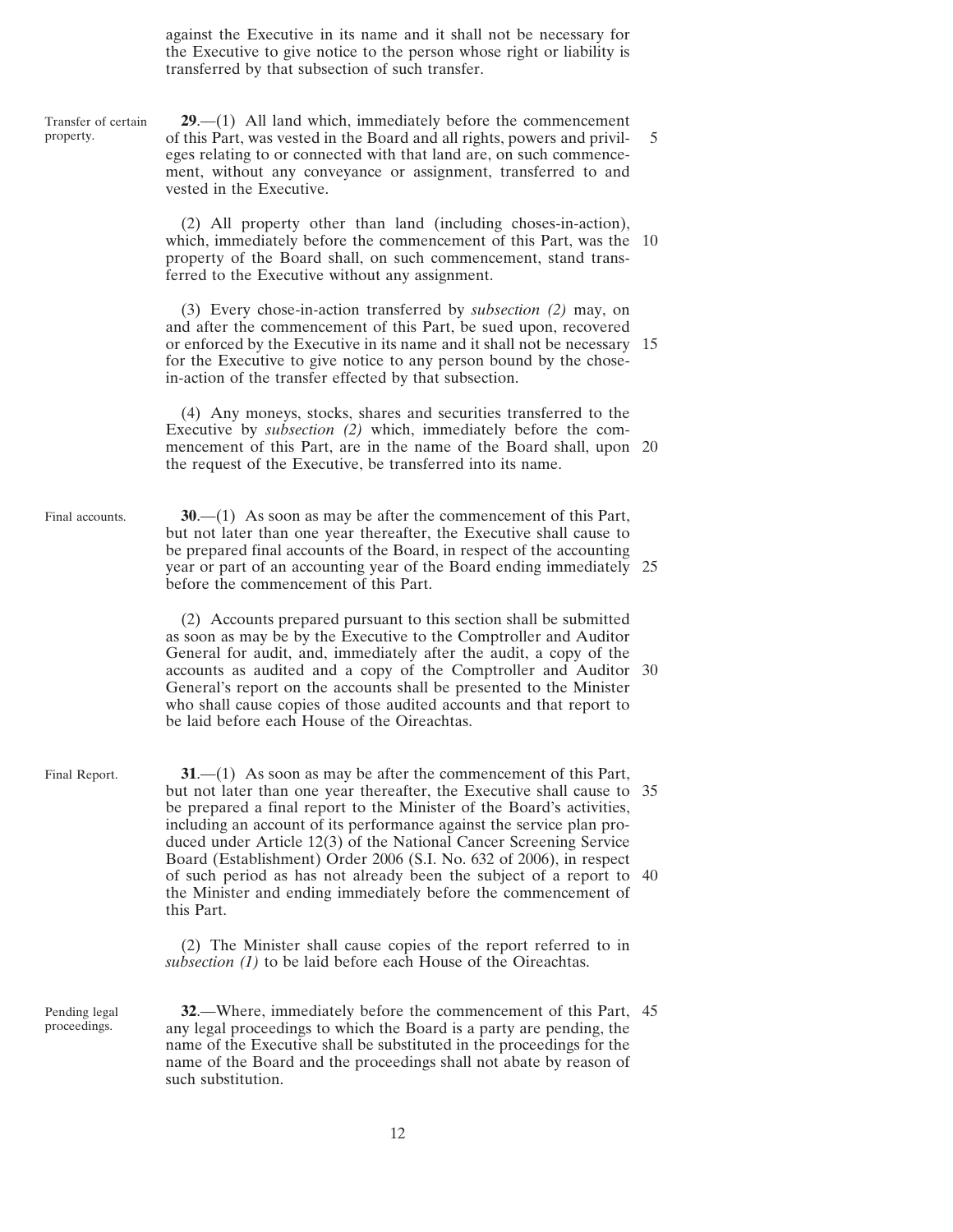against the Executive in its name and it shall not be necessary for the Executive to give notice to the person whose right or liability is transferred by that subsection of such transfer.

Transfer of certain property.

**29**.—(1) All land which, immediately before the commencement of this Part, was vested in the Board and all rights, powers and privileges relating to or connected with that land are, on such commencement, without any conveyance or assignment, transferred to and vested in the Executive.

(2) All property other than land (including choses-in-action), which, immediately before the commencement of this Part, was the property of the Board shall, on such commencement, stand transferred to the Executive without any assignment.

(3) Every chose-in-action transferred by *subsection (2)* may, on and after the commencement of this Part, be sued upon, recovered or enforced by the Executive in its name and it shall not be necessary for the Executive to give notice to any person bound by the chose-in-action of the transfer effected by that subsection.

(4) Any moneys, stocks, shares and securities transferred to the Executive by *subsection (2)* which, immediately before the commencement of this Part, are in the name of the Board shall, upon the request of the Executive, be transferred into its name.

Final accounts.

**30**.—(1) As soon as may be after the commencement of this Part, but not later than one year thereafter, the Executive shall cause to be prepared final accounts of the Board, in respect of the accounting year or part of an accounting year of the Board ending immediately before the commencement of this Part.

(2) Accounts prepared pursuant to this section shall be submitted as soon as may be by the Executive to the Comptroller and Auditor General for audit, and, immediately after the audit, a copy of the accounts as audited and a copy of the Comptroller and Auditor General's report on the accounts shall be presented to the Minister who shall cause copies of those audited accounts and that report to be laid before each House of the Oireachtas.

Final Report.

**31**.—(1) As soon as may be after the commencement of this Part, but not later than one year thereafter, the Executive shall cause to be prepared a final report to the Minister of the Board's activities, including an account of its performance against the service plan produced under Article 12(3) of the National Cancer Screening Service Board (Establishment) Order 2006 (S.I. No. 632 of 2006), in respect of such period as has not already been the subject of a report to the Minister and ending immediately before the commencement of this Part.

(2) The Minister shall cause copies of the report referred to in *subsection (1)* to be laid before each House of the Oireachtas.

Pending legal proceedings.

**32**.—Where, immediately before the commencement of this Part, any legal proceedings to which the Board is a party are pending, the name of the Executive shall be substituted in the proceedings for the name of the Board and the proceedings shall not abate by reason of such substitution.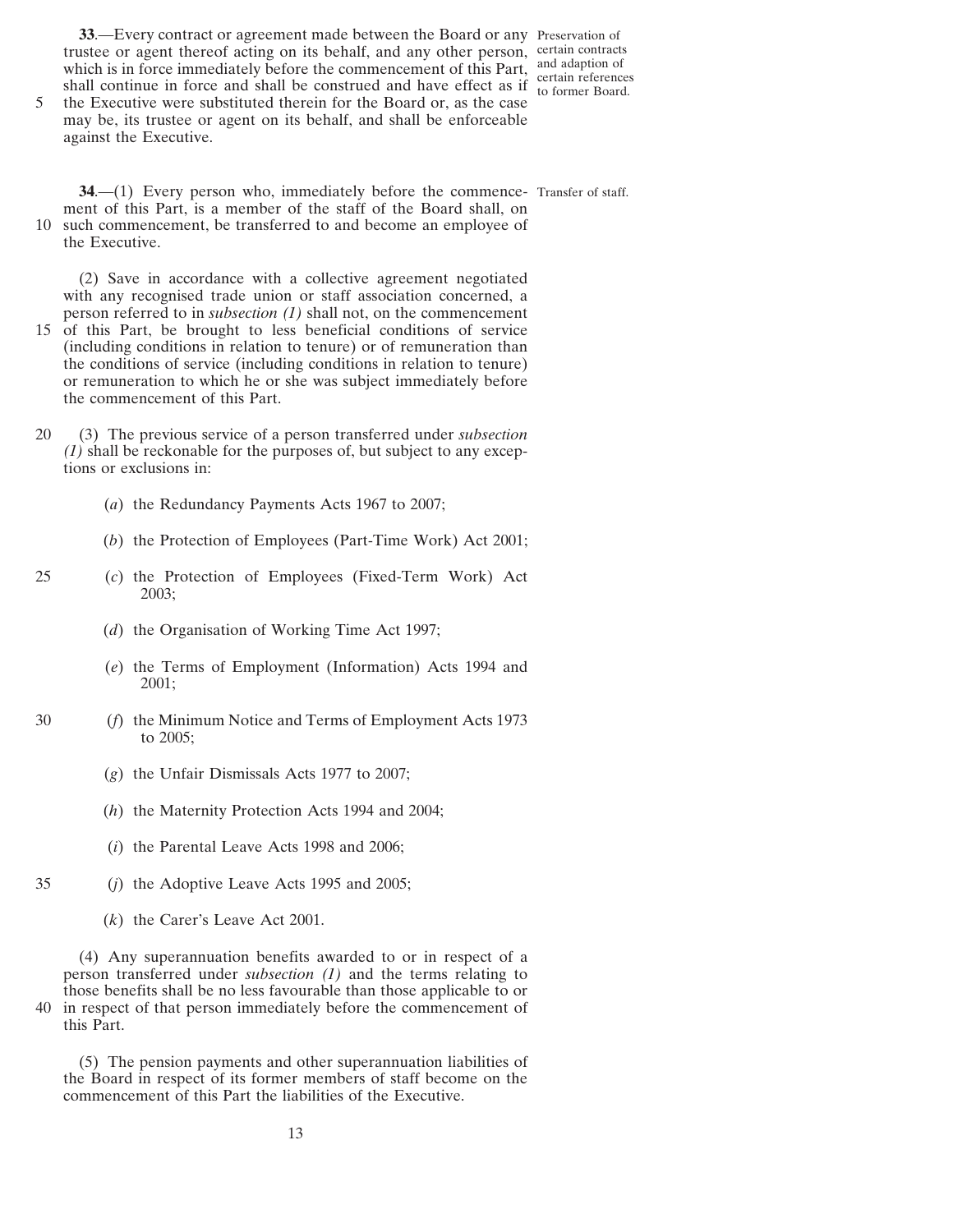**33**.—Every contract or agreement made between the Board or any trustee or agent thereof acting on its behalf, and any other person, which is in force immediately before the commencement of this Part, shall continue in force and shall be construed and have effect as if the Executive were substituted therein for the Board or, as the case may be, its trustee or agent on its behalf, and shall be enforceable against the Executive.

Preservation of certain contracts and adaption of certain references to former Board.

**34**.—(1) Every person who, immediately before the commencement of this Part, is a member of the staff of the Board shall, on such commencement, be transferred to and become an employee of the Executive.

Transfer of staff.

(2) Save in accordance with a collective agreement negotiated with any recognised trade union or staff association concerned, a person referred to in *subsection (1)* shall not, on the commencement of this Part, be brought to less beneficial conditions of service (including conditions in relation to tenure) or of remuneration than the conditions of service (including conditions in relation to tenure) or remuneration to which he or she was subject immediately before the commencement of this Part.

(3) The previous service of a person transferred under *subsection (1)* shall be reckonable for the purposes of, but subject to any exceptions or exclusions in:

(*a*) the Redundancy Payments Acts 1967 to 2007;

(*b*) the Protection of Employees (Part-Time Work) Act 2001;

(*c*) the Protection of Employees (Fixed-Term Work) Act 2003;

(*d*) the Organisation of Working Time Act 1997;

(*e*) the Terms of Employment (Information) Acts 1994 and 2001;

(*f*) the Minimum Notice and Terms of Employment Acts 1973 to 2005;

(*g*) the Unfair Dismissals Acts 1977 to 2007;

(*h*) the Maternity Protection Acts 1994 and 2004;

(*i*) the Parental Leave Acts 1998 and 2006;

(*j*) the Adoptive Leave Acts 1995 and 2005;

(*k*) the Carer's Leave Act 2001.

(4) Any superannuation benefits awarded to or in respect of a person transferred under *subsection (1)* and the terms relating to those benefits shall be no less favourable than those applicable to or in respect of that person immediately before the commencement of this Part.

(5) The pension payments and other superannuation liabilities of the Board in respect of its former members of staff become on the commencement of this Part the liabilities of the Executive.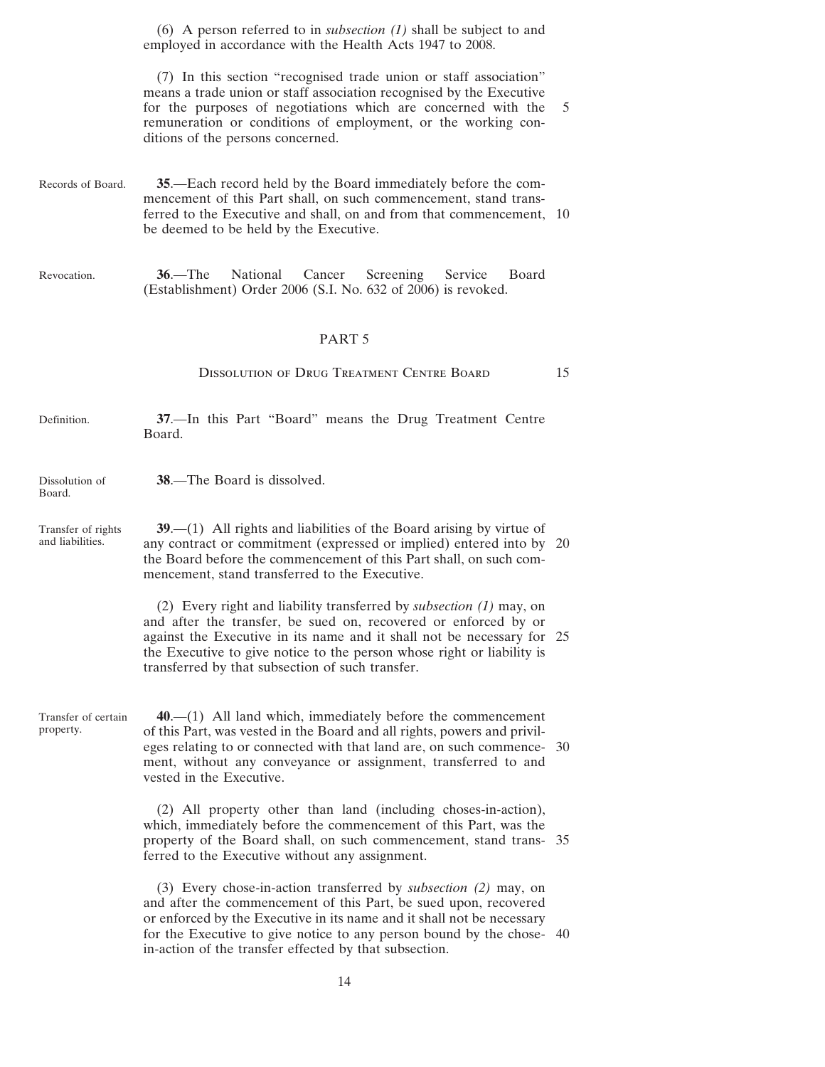(6) A person referred to in *subsection (1)* shall be subject to and employed in accordance with the Health Acts 1947 to 2008.

(7) In this section "recognised trade union or staff association" means a trade union or staff association recognised by the Executive for the purposes of negotiations which are concerned with the remuneration or conditions of employment, or the working conditions of the persons concerned.

Records of Board.

**35**.—Each record held by the Board immediately before the commencement of this Part shall, on such commencement, stand transferred to the Executive and shall, on and from that commencement, be deemed to be held by the Executive.

Revocation.

**36**.—The National Cancer Screening Service Board (Establishment) Order 2006 (S.I. No. 632 of 2006) is revoked.

## PART 5

### Dissolution of Drug Treatment Centre Board

Definition.

**37**.—In this Part "Board" means the Drug Treatment Centre Board.

Dissolution of Board.

**38**.—The Board is dissolved.

Transfer of rights and liabilities.

**39**.—(1) All rights and liabilities of the Board arising by virtue of any contract or commitment (expressed or implied) entered into by the Board before the commencement of this Part shall, on such commencement, stand transferred to the Executive.

(2) Every right and liability transferred by *subsection (1)* may, on and after the transfer, be sued on, recovered or enforced by or against the Executive in its name and it shall not be necessary for the Executive to give notice to the person whose right or liability is transferred by that subsection of such transfer.

Transfer of certain property.

**40**.—(1) All land which, immediately before the commencement of this Part, was vested in the Board and all rights, powers and privileges relating to or connected with that land are, on such commencement, without any conveyance or assignment, transferred to and vested in the Executive.

(2) All property other than land (including choses-in-action), which, immediately before the commencement of this Part, was the property of the Board shall, on such commencement, stand transferred to the Executive without any assignment.

(3) Every chose-in-action transferred by *subsection (2)* may, on and after the commencement of this Part, be sued upon, recovered or enforced by the Executive in its name and it shall not be necessary for the Executive to give notice to any person bound by the chose-in-action of the transfer effected by that subsection.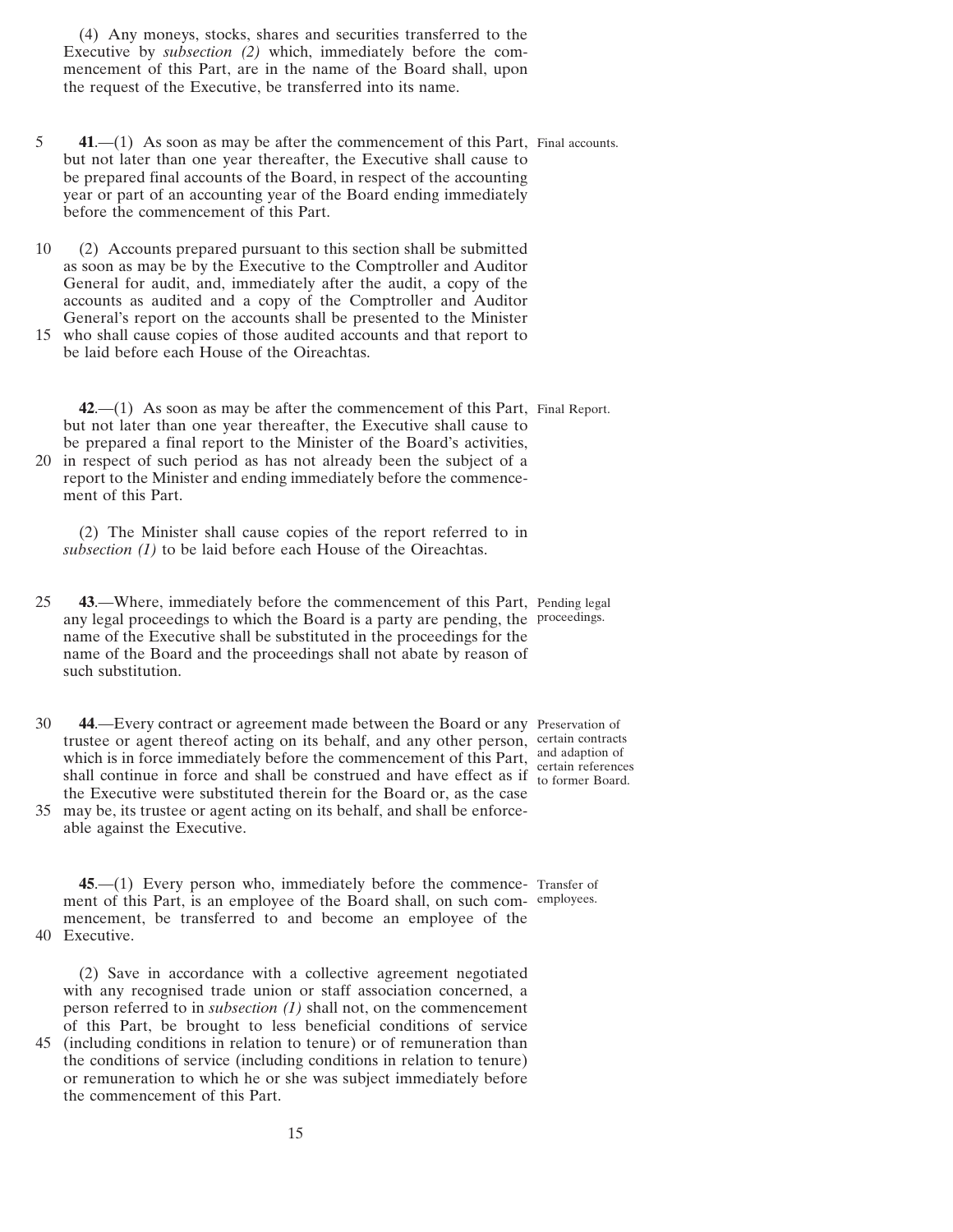(4) Any moneys, stocks, shares and securities transferred to the Executive by *subsection (2)* which, immediately before the commencement of this Part, are in the name of the Board shall, upon the request of the Executive, be transferred into its name.

**41**.—(1) As soon as may be after the commencement of this Part, but not later than one year thereafter, the Executive shall cause to be prepared final accounts of the Board, in respect of the accounting year or part of an accounting year of the Board ending immediately before the commencement of this Part.

Final accounts.

(2) Accounts prepared pursuant to this section shall be submitted as soon as may be by the Executive to the Comptroller and Auditor General for audit, and, immediately after the audit, a copy of the accounts as audited and a copy of the Comptroller and Auditor General's report on the accounts shall be presented to the Minister who shall cause copies of those audited accounts and that report to be laid before each House of the Oireachtas.

**42**.—(1) As soon as may be after the commencement of this Part, but not later than one year thereafter, the Executive shall cause to be prepared a final report to the Minister of the Board's activities, in respect of such period as has not already been the subject of a report to the Minister and ending immediately before the commencement of this Part.

Final Report.

(2) The Minister shall cause copies of the report referred to in *subsection (1)* to be laid before each House of the Oireachtas.

**43**.—Where, immediately before the commencement of this Part, any legal proceedings to which the Board is a party are pending, the name of the Executive shall be substituted in the proceedings for the name of the Board and the proceedings shall not abate by reason of such substitution.

Pending legal proceedings.

**44**.—Every contract or agreement made between the Board or any trustee or agent thereof acting on its behalf, and any other person, which is in force immediately before the commencement of this Part, shall continue in force and shall be construed and have effect as if the Executive were substituted therein for the Board or, as the case may be, its trustee or agent acting on its behalf, and shall be enforceable against the Executive.

Preservation of certain contracts and adaption of certain references to former Board.

**45**.—(1) Every person who, immediately before the commencement of this Part, is an employee of the Board shall, on such commencement, be transferred to and become an employee of the Executive.

Transfer of employees.

(2) Save in accordance with a collective agreement negotiated with any recognised trade union or staff association concerned, a person referred to in *subsection (1)* shall not, on the commencement of this Part, be brought to less beneficial conditions of service (including conditions in relation to tenure) or of remuneration than the conditions of service (including conditions in relation to tenure) or remuneration to which he or she was subject immediately before the commencement of this Part.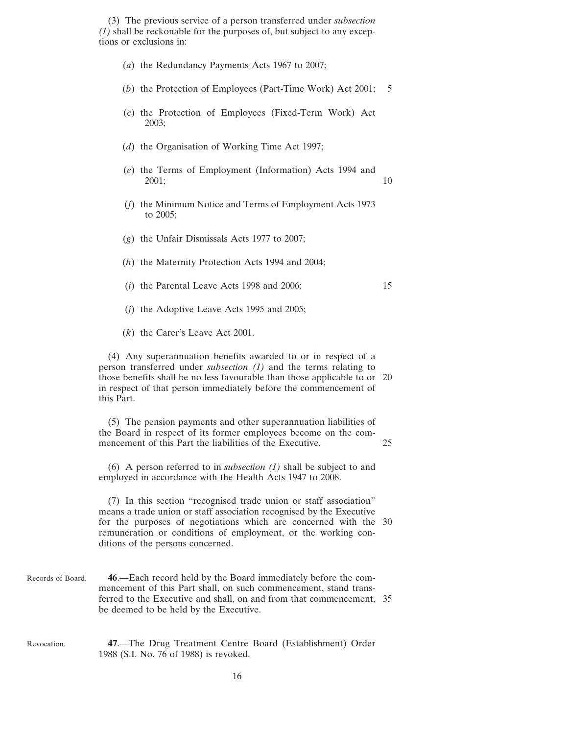(3) The previous service of a person transferred under *subsection (1)* shall be reckonable for the purposes of, but subject to any exceptions or exclusions in:

(*a*) the Redundancy Payments Acts 1967 to 2007;

(*b*) the Protection of Employees (Part-Time Work) Act 2001;

(*c*) the Protection of Employees (Fixed-Term Work) Act 2003;

(*d*) the Organisation of Working Time Act 1997;

(*e*) the Terms of Employment (Information) Acts 1994 and 2001;

(*f*) the Minimum Notice and Terms of Employment Acts 1973 to 2005;

(*g*) the Unfair Dismissals Acts 1977 to 2007;

(*h*) the Maternity Protection Acts 1994 and 2004;

(*i*) the Parental Leave Acts 1998 and 2006;

(*j*) the Adoptive Leave Acts 1995 and 2005;

(*k*) the Carer's Leave Act 2001.

(4) Any superannuation benefits awarded to or in respect of a person transferred under *subsection (1)* and the terms relating to those benefits shall be no less favourable than those applicable to or in respect of that person immediately before the commencement of this Part.

(5) The pension payments and other superannuation liabilities of the Board in respect of its former employees become on the commencement of this Part the liabilities of the Executive.

(6) A person referred to in *subsection (1)* shall be subject to and employed in accordance with the Health Acts 1947 to 2008.

(7) In this section "recognised trade union or staff association" means a trade union or staff association recognised by the Executive for the purposes of negotiations which are concerned with the remuneration or conditions of employment, or the working conditions of the persons concerned.

Records of Board.

**46**.—Each record held by the Board immediately before the commencement of this Part shall, on such commencement, stand transferred to the Executive and shall, on and from that commencement, be deemed to be held by the Executive.

Revocation.

**47**.—The Drug Treatment Centre Board (Establishment) Order 1988 (S.I. No. 76 of 1988) is revoked.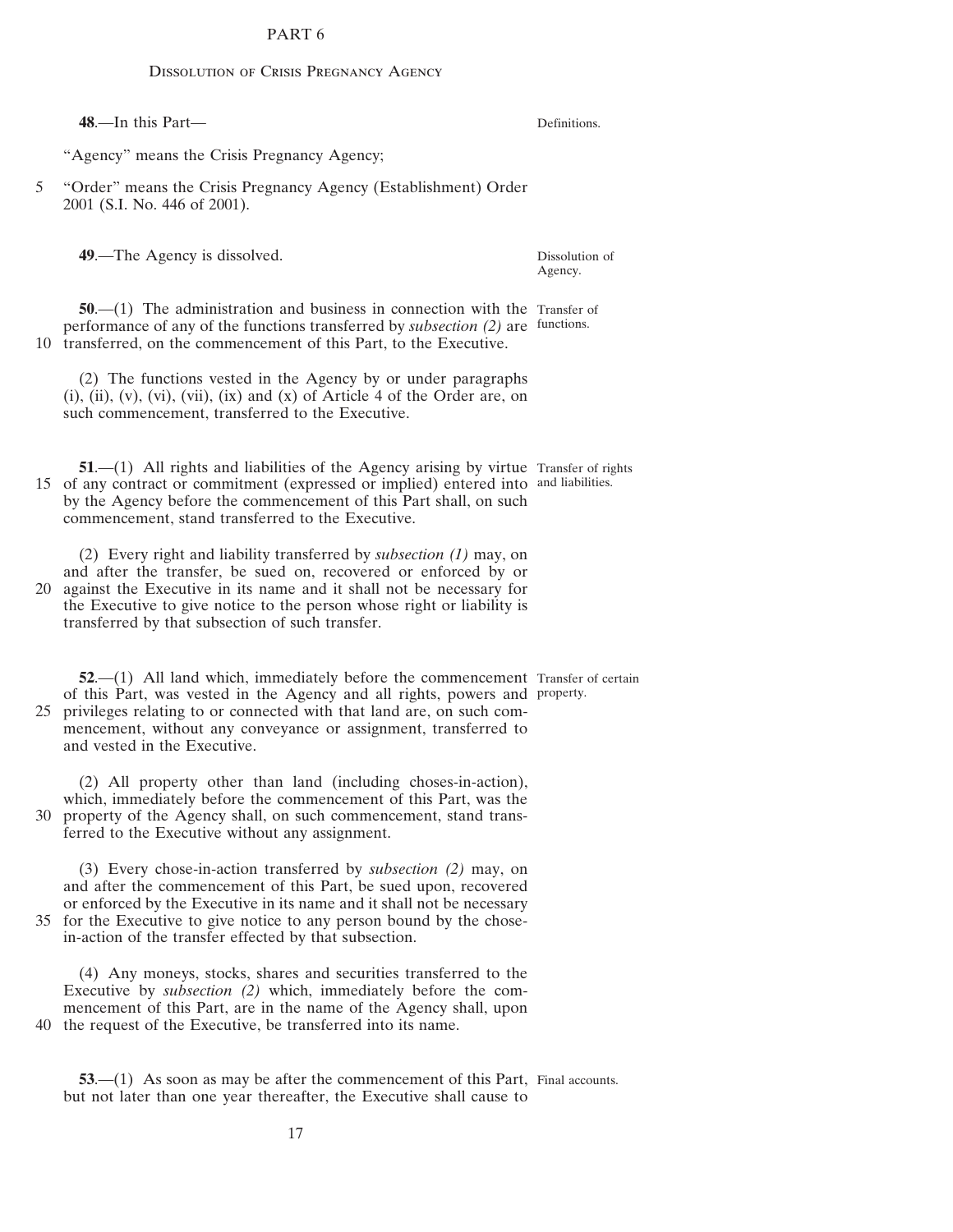## PART 6

### Dissolution of Crisis Pregnancy Agency

**48**.—In this Part— *Definitions.*

"Agency" means the Crisis Pregnancy Agency;

"Order" means the Crisis Pregnancy Agency (Establishment) Order 2001 (S.I. No. 446 of 2001).

**49**.—The Agency is dissolved. *Dissolution of Agency.*

**50**.—(1) The administration and business in connection with the performance of any of the functions transferred by *subsection (2)* are transferred, on the commencement of this Part, to the Executive. *Transfer of functions.*

(2) The functions vested in the Agency by or under paragraphs (i), (ii), (v), (vi), (vii), (ix) and (x) of Article 4 of the Order are, on such commencement, transferred to the Executive.

**51**.—(1) All rights and liabilities of the Agency arising by virtue of any contract or commitment (expressed or implied) entered into by the Agency before the commencement of this Part shall, on such commencement, stand transferred to the Executive. *Transfer of rights and liabilities.*

(2) Every right and liability transferred by *subsection (1)* may, on and after the transfer, be sued on, recovered or enforced by or against the Executive in its name and it shall not be necessary for the Executive to give notice to the person whose right or liability is transferred by that subsection of such transfer.

**52**.—(1) All land which, immediately before the commencement of this Part, was vested in the Agency and all rights, powers and privileges relating to or connected with that land are, on such commencement, without any conveyance or assignment, transferred to and vested in the Executive. *Transfer of certain property.*

(2) All property other than land (including choses-in-action), which, immediately before the commencement of this Part, was the property of the Agency shall, on such commencement, stand transferred to the Executive without any assignment.

(3) Every chose-in-action transferred by *subsection (2)* may, on and after the commencement of this Part, be sued upon, recovered or enforced by the Executive in its name and it shall not be necessary for the Executive to give notice to any person bound by the chose-in-action of the transfer effected by that subsection.

(4) Any moneys, stocks, shares and securities transferred to the Executive by *subsection (2)* which, immediately before the commencement of this Part, are in the name of the Agency shall, upon the request of the Executive, be transferred into its name.

**53**.—(1) As soon as may be after the commencement of this Part, but not later than one year thereafter, the Executive shall cause to *Final accounts.*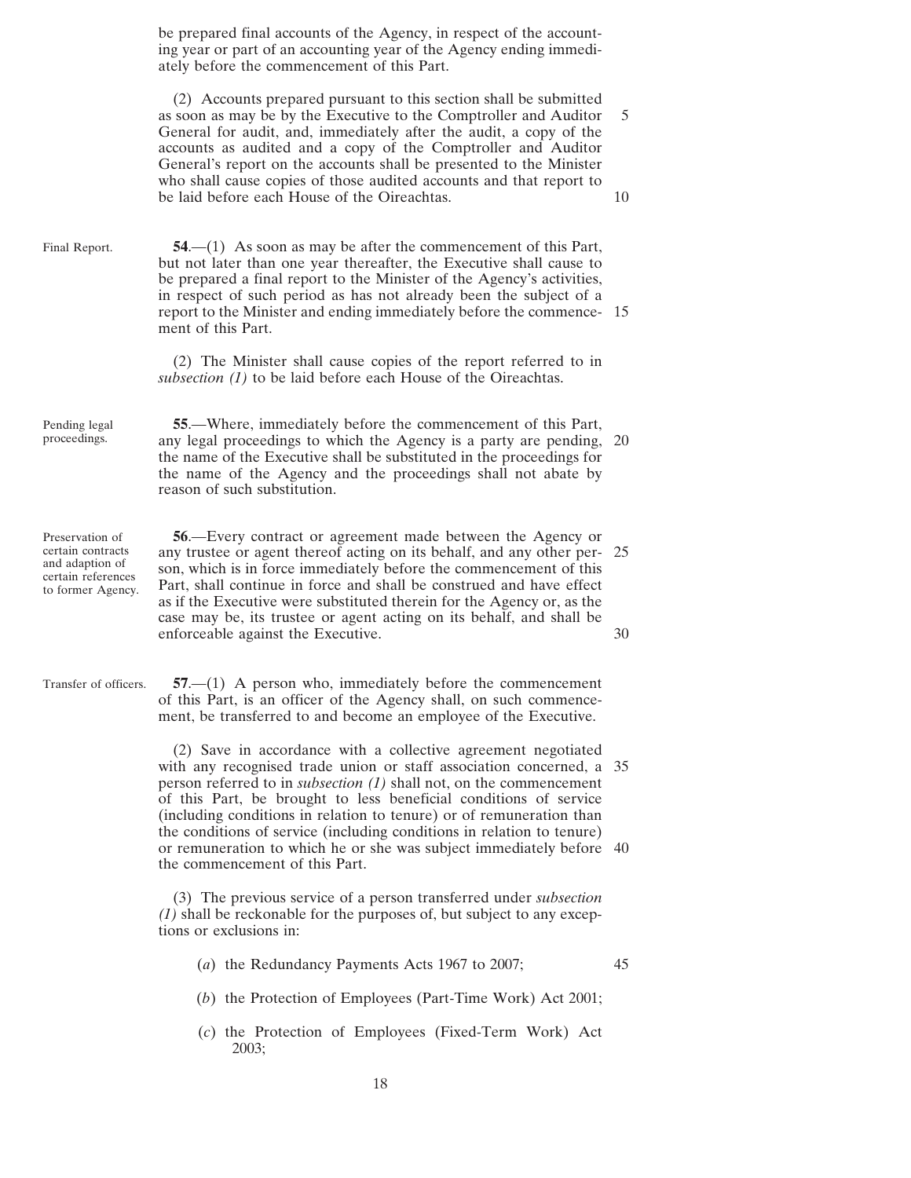be prepared final accounts of the Agency, in respect of the accounting year or part of an accounting year of the Agency ending immediately before the commencement of this Part.

(2) Accounts prepared pursuant to this section shall be submitted as soon as may be by the Executive to the Comptroller and Auditor General for audit, and, immediately after the audit, a copy of the accounts as audited and a copy of the Comptroller and Auditor General's report on the accounts shall be presented to the Minister who shall cause copies of those audited accounts and that report to be laid before each House of the Oireachtas.

Final Report.

**54**.—(1) As soon as may be after the commencement of this Part, but not later than one year thereafter, the Executive shall cause to be prepared a final report to the Minister of the Agency's activities, in respect of such period as has not already been the subject of a report to the Minister and ending immediately before the commencement of this Part.

(2) The Minister shall cause copies of the report referred to in *subsection (1)* to be laid before each House of the Oireachtas.

Pending legal proceedings.

**55**.—Where, immediately before the commencement of this Part, any legal proceedings to which the Agency is a party are pending, the name of the Executive shall be substituted in the proceedings for the name of the Agency and the proceedings shall not abate by reason of such substitution.

Preservation of certain contracts and adaption of certain references to former Agency.

**56**.—Every contract or agreement made between the Agency or any trustee or agent thereof acting on its behalf, and any other person, which is in force immediately before the commencement of this Part, shall continue in force and shall be construed and have effect as if the Executive were substituted therein for the Agency or, as the case may be, its trustee or agent acting on its behalf, and shall be enforceable against the Executive.

Transfer of officers.

**57**.—(1) A person who, immediately before the commencement of this Part, is an officer of the Agency shall, on such commencement, be transferred to and become an employee of the Executive.

(2) Save in accordance with a collective agreement negotiated with any recognised trade union or staff association concerned, a person referred to in *subsection (1)* shall not, on the commencement of this Part, be brought to less beneficial conditions of service (including conditions in relation to tenure) or of remuneration than the conditions of service (including conditions in relation to tenure) or remuneration to which he or she was subject immediately before the commencement of this Part.

(3) The previous service of a person transferred under *subsection (1)* shall be reckonable for the purposes of, but subject to any exceptions or exclusions in:

(*a*) the Redundancy Payments Acts 1967 to 2007;

(*b*) the Protection of Employees (Part-Time Work) Act 2001;

(*c*) the Protection of Employees (Fixed-Term Work) Act 2003;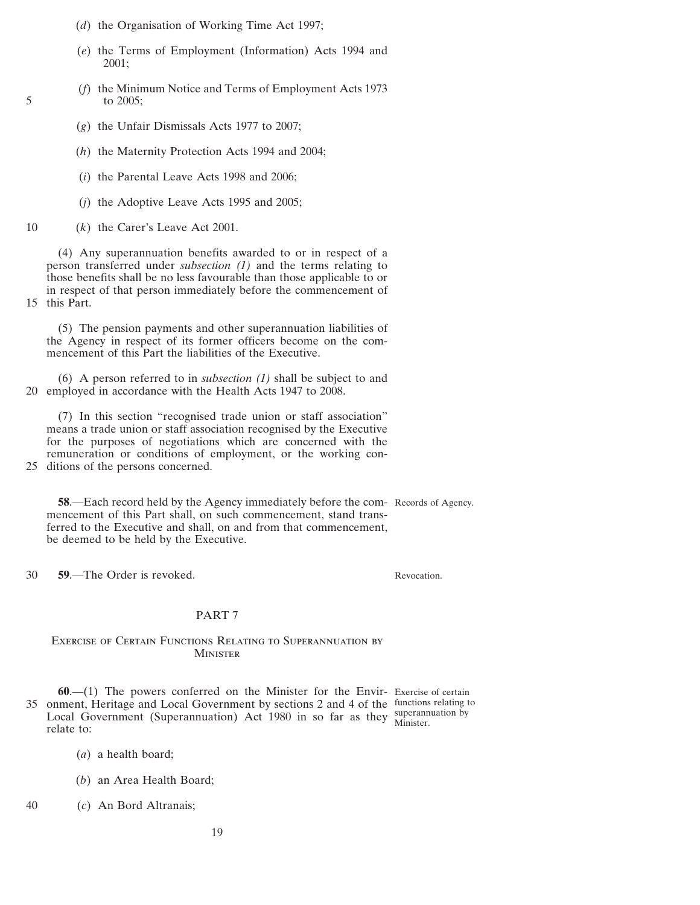(*d*) the Organisation of Working Time Act 1997;

(*e*) the Terms of Employment (Information) Acts 1994 and 2001;

(*f*) the Minimum Notice and Terms of Employment Acts 1973 to 2005;

(*g*) the Unfair Dismissals Acts 1977 to 2007;

(*h*) the Maternity Protection Acts 1994 and 2004;

(*i*) the Parental Leave Acts 1998 and 2006;

(*j*) the Adoptive Leave Acts 1995 and 2005;

(*k*) the Carer's Leave Act 2001.

(4) Any superannuation benefits awarded to or in respect of a person transferred under *subsection (1)* and the terms relating to those benefits shall be no less favourable than those applicable to or in respect of that person immediately before the commencement of this Part.

(5) The pension payments and other superannuation liabilities of the Agency in respect of its former officers become on the commencement of this Part the liabilities of the Executive.

(6) A person referred to in *subsection (1)* shall be subject to and employed in accordance with the Health Acts 1947 to 2008.

(7) In this section "recognised trade union or staff association" means a trade union or staff association recognised by the Executive for the purposes of negotiations which are concerned with the remuneration or conditions of employment, or the working conditions of the persons concerned.

Records of Agency.

**58**.—Each record held by the Agency immediately before the commencement of this Part shall, on such commencement, stand transferred to the Executive and shall, on and from that commencement, be deemed to be held by the Executive.

Revocation.

**59**.—The Order is revoked.

## PART 7

### Exercise of Certain Functions Relating to Superannuation by Minister

Exercise of certain functions relating to superannuation by Minister.

**60**.—(1) The powers conferred on the Minister for the Environment, Heritage and Local Government by sections 2 and 4 of the Local Government (Superannuation) Act 1980 in so far as they relate to:

(*a*) a health board;

(*b*) an Area Health Board;

(*c*) An Bord Altranais;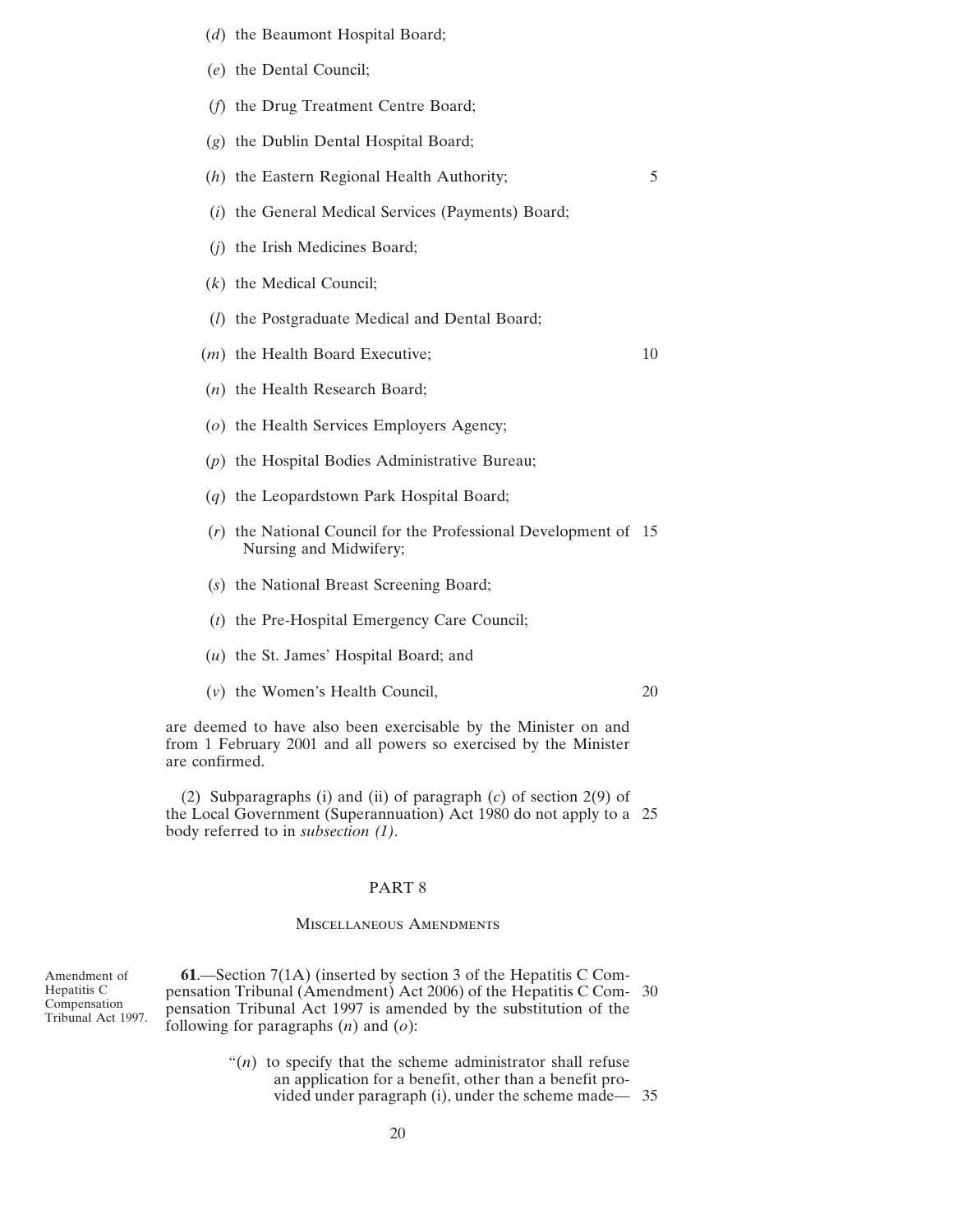(*d*) the Beaumont Hospital Board;

(*e*) the Dental Council;

(*f*) the Drug Treatment Centre Board;

(*g*) the Dublin Dental Hospital Board;

(*h*) the Eastern Regional Health Authority;

(*i*) the General Medical Services (Payments) Board;

(*j*) the Irish Medicines Board;

(*k*) the Medical Council;

(*l*) the Postgraduate Medical and Dental Board;

(*m*) the Health Board Executive;

(*n*) the Health Research Board;

(*o*) the Health Services Employers Agency;

(*p*) the Hospital Bodies Administrative Bureau;

(*q*) the Leopardstown Park Hospital Board;

(*r*) the National Council for the Professional Development of Nursing and Midwifery;

(*s*) the National Breast Screening Board;

(*t*) the Pre-Hospital Emergency Care Council;

(*u*) the St. James' Hospital Board; and

(*v*) the Women's Health Council,

are deemed to have also been exercisable by the Minister on and from 1 February 2001 and all powers so exercised by the Minister are confirmed.

(2) Subparagraphs (i) and (ii) of paragraph (*c*) of section 2(9) of the Local Government (Superannuation) Act 1980 do not apply to a body referred to in *subsection (1)*.

## PART 8

### Miscellaneous Amendments

Amendment of Hepatitis C Compensation Tribunal Act 1997.

**61**.—Section 7(1A) (inserted by section 3 of the Hepatitis C Compensation Tribunal (Amendment) Act 2006) of the Hepatitis C Compensation Tribunal Act 1997 is amended by the substitution of the following for paragraphs (*n*) and (*o*):

"(*n*) to specify that the scheme administrator shall refuse an application for a benefit, other than a benefit provided under paragraph (i), under the scheme made—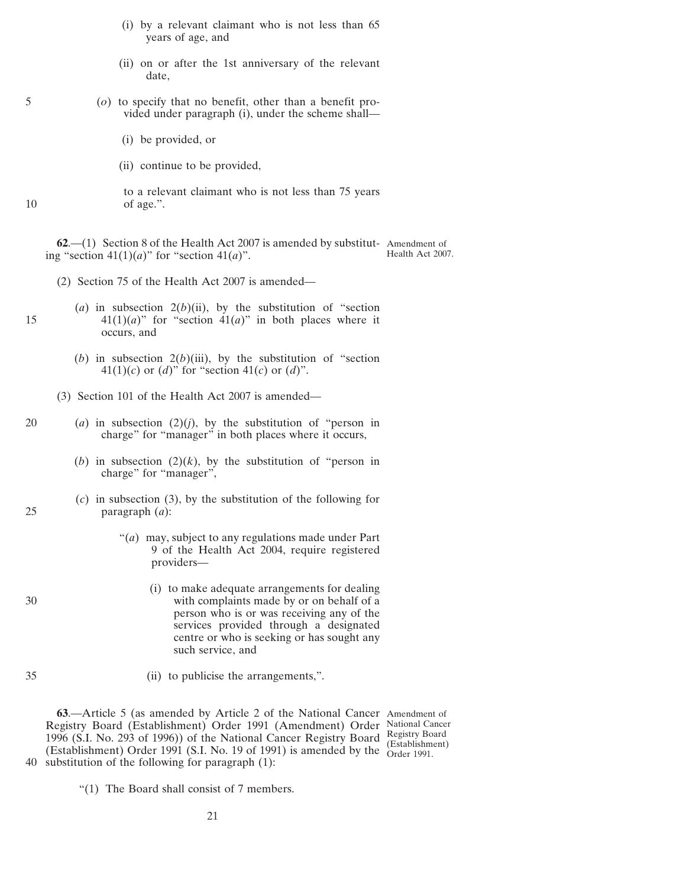(i) by a relevant claimant who is not less than 65 years of age, and

(ii) on or after the 1st anniversary of the relevant date,

(*o*) to specify that no benefit, other than a benefit provided under paragraph (i), under the scheme shall—

(i) be provided, or

(ii) continue to be provided,

to a relevant claimant who is not less than 75 years of age.".

Amendment of Health Act 2007.

**62**.—(1) Section 8 of the Health Act 2007 is amended by substituting "section 41(1)(*a*)" for "section 41(*a*)".

(2) Section 75 of the Health Act 2007 is amended—

(*a*) in subsection 2(*b*)(ii), by the substitution of "section 41(1)(*a*)" for "section 41(*a*)" in both places where it occurs, and

(*b*) in subsection 2(*b*)(iii), by the substitution of "section 41(1)(*c*) or (*d*)" for "section 41(*c*) or (*d*)".

(3) Section 101 of the Health Act 2007 is amended—

(*a*) in subsection (2)(*j*), by the substitution of "person in charge" for "manager" in both places where it occurs,

(*b*) in subsection (2)(*k*), by the substitution of "person in charge" for "manager",

(*c*) in subsection (3), by the substitution of the following for paragraph (*a*):

"(*a*) may, subject to any regulations made under Part 9 of the Health Act 2004, require registered providers—

(i) to make adequate arrangements for dealing with complaints made by or on behalf of a person who is or was receiving any of the services provided through a designated centre or who is seeking or has sought any such service, and

(ii) to publicise the arrangements,".

Amendment of National Cancer Registry Board (Establishment) Order 1991.

**63**.—Article 5 (as amended by Article 2 of the National Cancer Registry Board (Establishment) Order 1991 (Amendment) Order 1996 (S.I. No. 293 of 1996)) of the National Cancer Registry Board (Establishment) Order 1991 (S.I. No. 19 of 1991) is amended by the substitution of the following for paragraph (1):

"(1) The Board shall consist of 7 members.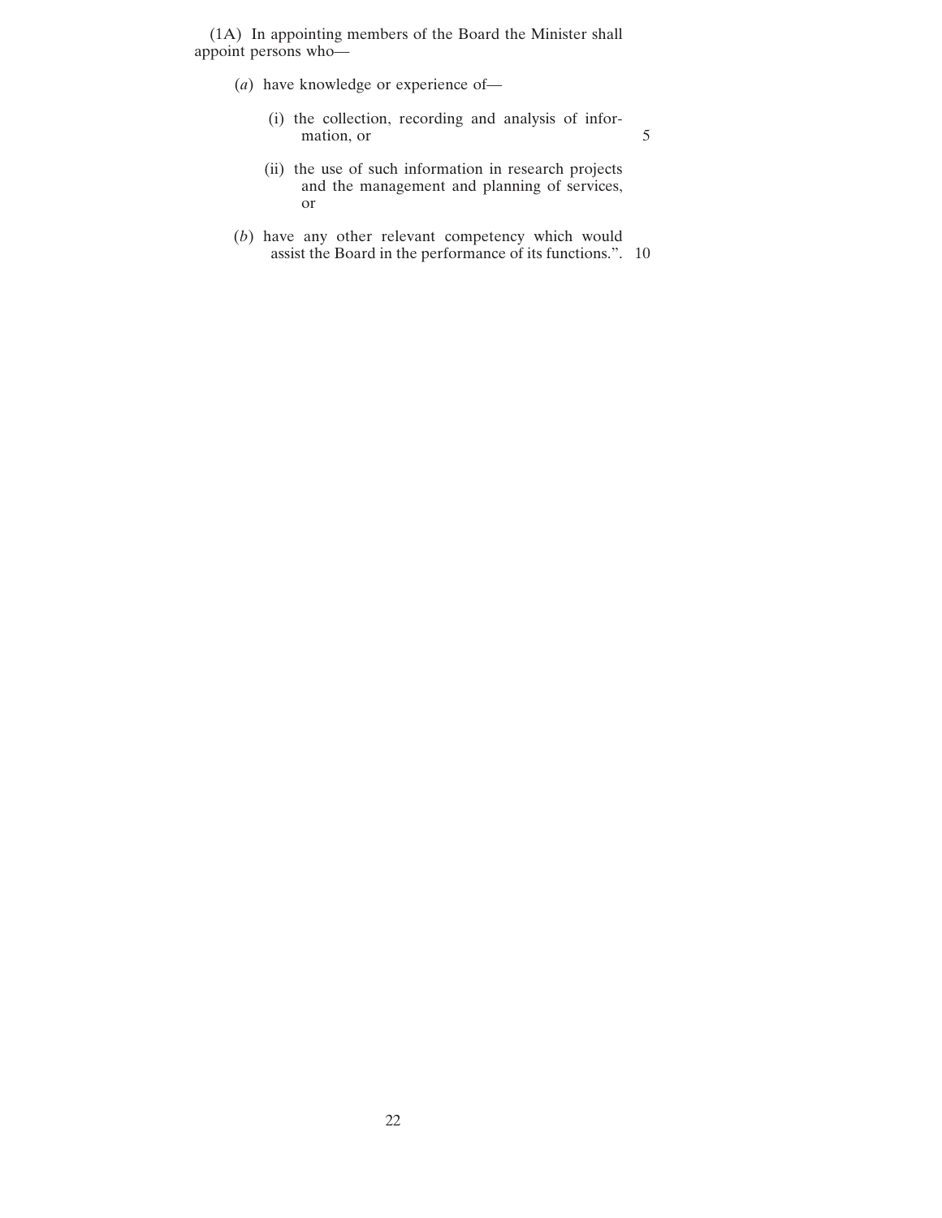(1A) In appointing members of the Board the Minister shall appoint persons who—

(*a*) have knowledge or experience of—

(i) the collection, recording and analysis of information, or

(ii) the use of such information in research projects and the management and planning of services, or

(*b*) have any other relevant competency which would assist the Board in the performance of its functions.”.